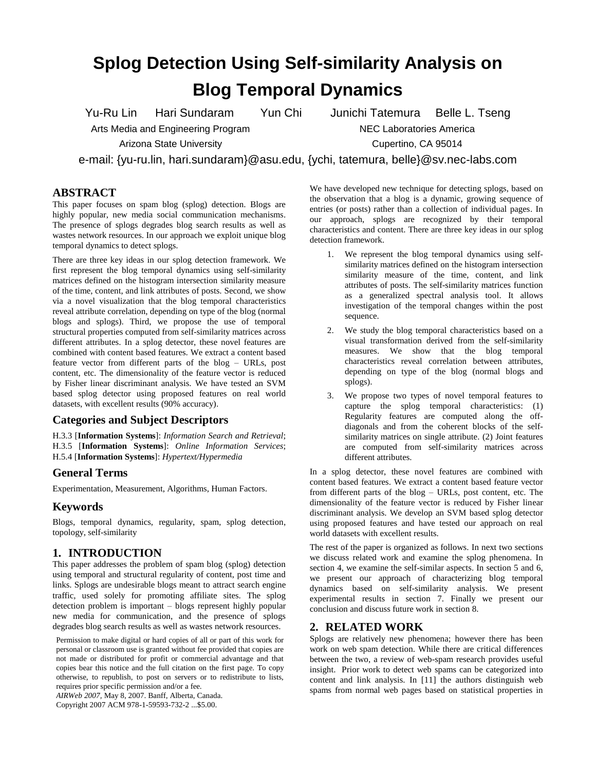# Splog Detection Using Self-similarity Analysis on Blog Temporal Dynamics

Yu-Ru Lin Hari Sundaram Yun Chi Junichi Tatemura Belle L. Tseng

Arts Media and Engineering Program
Arizona State University

NEC Laboratories America
Cupertino, CA 95014

e-mail: {yu-ru.lin, hari.sundaram}@asu.edu, {ychi, tatemura, belle}@sv.nec-labs.com

## ABSTRACT

This paper focuses on spam blog (splog) detection. Blogs are highly popular, new media social communication mechanisms. The presence of splogs degrades blog search results as well as wastes network resources. In our approach we exploit unique blog temporal dynamics to detect splogs.

There are three key ideas in our splog detection framework. We first represent the blog temporal dynamics using self-similarity matrices defined on the histogram intersection similarity measure of the time, content, and link attributes of posts. Second, we show via a novel visualization that the blog temporal characteristics reveal attribute correlation, depending on type of the blog (normal blogs and splogs). Third, we propose the use of temporal structural properties computed from self-similarity matrices across different attributes. In a splog detector, these novel features are combined with content based features. We extract a content based feature vector from different parts of the blog – URLs, post content, etc. The dimensionality of the feature vector is reduced by Fisher linear discriminant analysis. We have tested an SVM based splog detector using proposed features on real world datasets, with excellent results (90% accuracy).

### Categories and Subject Descriptors

H.3.3 [**Information Systems**]: *Information Search and Retrieval*; H.3.5 [**Information Systems**]: *Online Information Services*; H.5.4 [**Information Systems**]: *Hypertext/Hypermedia*

### General Terms

Experimentation, Measurement, Algorithms, Human Factors.

### Keywords

Blogs, temporal dynamics, regularity, spam, splog detection, topology, self-similarity

## 1. INTRODUCTION

This paper addresses the problem of spam blog (splog) detection using temporal and structural regularity of content, post time and links. Splogs are undesirable blogs meant to attract search engine traffic, used solely for promoting affiliate sites. The splog detection problem is important – blogs represent highly popular new media for communication, and the presence of splogs degrades blog search results as well as wastes network resources.

Permission to make digital or hard copies of all or part of this work for personal or classroom use is granted without fee provided that copies are not made or distributed for profit or commercial advantage and that copies bear this notice and the full citation on the first page. To copy otherwise, to republish, to post on servers or to redistribute to lists, requires prior specific permission and/or a fee.
*AIRWeb 2007*, May 8, 2007. Banff, Alberta, Canada.
Copyright 2007 ACM 978-1-59593-732-2 ...$5.00.

We have developed new technique for detecting splogs, based on the observation that a blog is a dynamic, growing sequence of entries (or posts) rather than a collection of individual pages. In our approach, splogs are recognized by their temporal characteristics and content. There are three key ideas in our splog detection framework.

1. We represent the blog temporal dynamics using self-similarity matrices defined on the histogram intersection similarity measure of the time, content, and link attributes of posts. The self-similarity matrices function as a generalized spectral analysis tool. It allows investigation of the temporal changes within the post sequence.
2. We study the blog temporal characteristics based on a visual transformation derived from the self-similarity measures. We show that the blog temporal characteristics reveal correlation between attributes, depending on type of the blog (normal blogs and splogs).
3. We propose two types of novel temporal features to capture the splog temporal characteristics: (1) Regularity features are computed along the off-diagonals and from the coherent blocks of the self-similarity matrices on single attribute. (2) Joint features are computed from self-similarity matrices across different attributes.

In a splog detector, these novel features are combined with content based features. We extract a content based feature vector from different parts of the blog – URLs, post content, etc. The dimensionality of the feature vector is reduced by Fisher linear discriminant analysis. We develop an SVM based splog detector using proposed features and have tested our approach on real world datasets with excellent results.

The rest of the paper is organized as follows. In next two sections we discuss related work and examine the splog phenomena. In section 4, we examine the self-similar aspects. In section 5 and 6, we present our approach of characterizing blog temporal dynamics based on self-similarity analysis. We present experimental results in section 7. Finally we present our conclusion and discuss future work in section 8.

## 2. RELATED WORK

Splogs are relatively new phenomena; however there has been work on web spam detection. While there are critical differences between the two, a review of web-spam research provides useful insight. Prior work to detect web spams can be categorized into content and link analysis. In [11] the authors distinguish web spams from normal web pages based on statistical properties in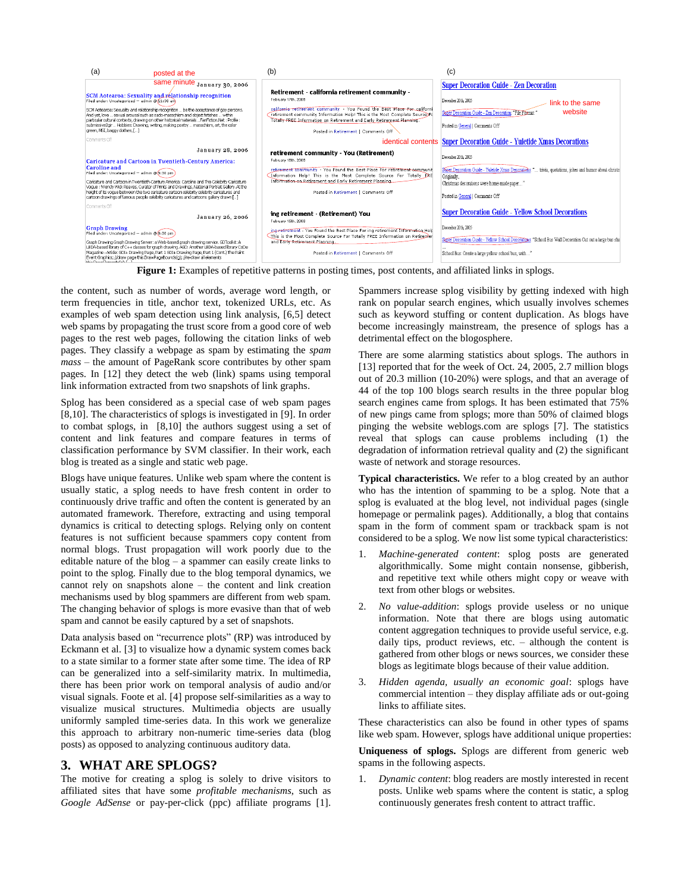Figure 1: Examples of repetitive patterns in posting times, post contents, and affiliated links in splogs.

the content, such as number of words, average word length, or term frequencies in title, anchor text, tokenized URLs, etc. As examples of web spam detection using link analysis, [6,5] detect web spams by propagating the trust score from a good core of web pages to the rest web pages, following the citation links of web pages. They classify a webpage as spam by estimating the *spam mass* – the amount of PageRank score contributes by other spam pages. In [12] they detect the web (link) spams using temporal link information extracted from two snapshots of link graphs.

Splog has been considered as a special case of web spam pages [8,10]. The characteristics of splogs is investigated in [9]. In order to combat splogs, in [8,10] the authors suggest using a set of content and link features and compare features in terms of classification performance by SVM classifier. In their work, each blog is treated as a single and static web page.

Blogs have unique features. Unlike web spam where the content is usually static, a splog needs to have fresh content in order to continuously drive traffic and often the content is generated by an automated framework. Therefore, extracting and using temporal dynamics is critical to detecting splogs. Relying only on content features is not sufficient because spammers copy content from normal blogs. Trust propagation will work poorly due to the editable nature of the blog – a spammer can easily create links to point to the splog. Finally due to the blog temporal dynamics, we cannot rely on snapshots alone – the content and link creation mechanisms used by blog spammers are different from web spam. The changing behavior of splogs is more evasive than that of web spam and cannot be easily captured by a set of snapshots.

Data analysis based on "recurrence plots" (RP) was introduced by Eckmann et al. [3] to visualize how a dynamic system comes back to a state similar to a former state after some time. The idea of RP can be generalized into a self-similarity matrix. In multimedia, there has been prior work on temporal analysis of audio and/or visual signals. Foote et al. [4] propose self-similarities as a way to visualize musical structures. Multimedia objects are usually uniformly sampled time-series data. In this work we generalize this approach to arbitrary non-numeric time-series data (blog posts) as opposed to analyzing continuous auditory data.

# 3. WHAT ARE SPLOGS?

The motive for creating a splog is solely to drive visitors to affiliated sites that have some *profitable mechanisms*, such as *Google AdSense* or pay-per-click (ppc) affiliate programs [1]. Spammers increase splog visibility by getting indexed with high rank on popular search engines, which usually involves schemes such as keyword stuffing or content duplication. As blogs have become increasingly mainstream, the presence of splogs has a detrimental effect on the blogosphere.

There are some alarming statistics about splogs. The authors in [13] reported that for the week of Oct. 24, 2005, 2.7 million blogs out of 20.3 million (10-20%) were splogs, and that an average of 44 of the top 100 blogs search results in the three popular blog search engines came from splogs. It has been estimated that 75% of new pings came from splogs; more than 50% of claimed blogs pinging the website weblogs.com are splogs [7]. The statistics reveal that splogs can cause problems including (1) the degradation of information retrieval quality and (2) the significant waste of network and storage resources.

**Typical characteristics.** We refer to a blog created by an author who has the intention of spamming to be a splog. Note that a splog is evaluated at the blog level, not individual pages (single homepage or permalink pages). Additionally, a blog that contains spam in the form of comment spam or trackback spam is not considered to be a splog. We now list some typical characteristics:

1. *Machine-generated content*: splog posts are generated algorithmically. Some might contain nonsense, gibberish, and repetitive text while others might copy or weave with text from other blogs or websites.
2. *No value-addition*: splogs provide useless or no unique information. Note that there are blogs using automatic content aggregation techniques to provide useful service, e.g. daily tips, product reviews, etc. – although the content is gathered from other blogs or news sources, we consider these blogs as legitimate blogs because of their value addition.
3. *Hidden agenda, usually an economic goal*: splogs have commercial intention – they display affiliate ads or out-going links to affiliate sites.

These characteristics can also be found in other types of spams like web spam. However, splogs have additional unique properties:

**Uniqueness of splogs.** Splogs are different from generic web spams in the following aspects.

1. *Dynamic content*: blog readers are mostly interested in recent posts. Unlike web spams where the content is static, a splog continuously generates fresh content to attract traffic.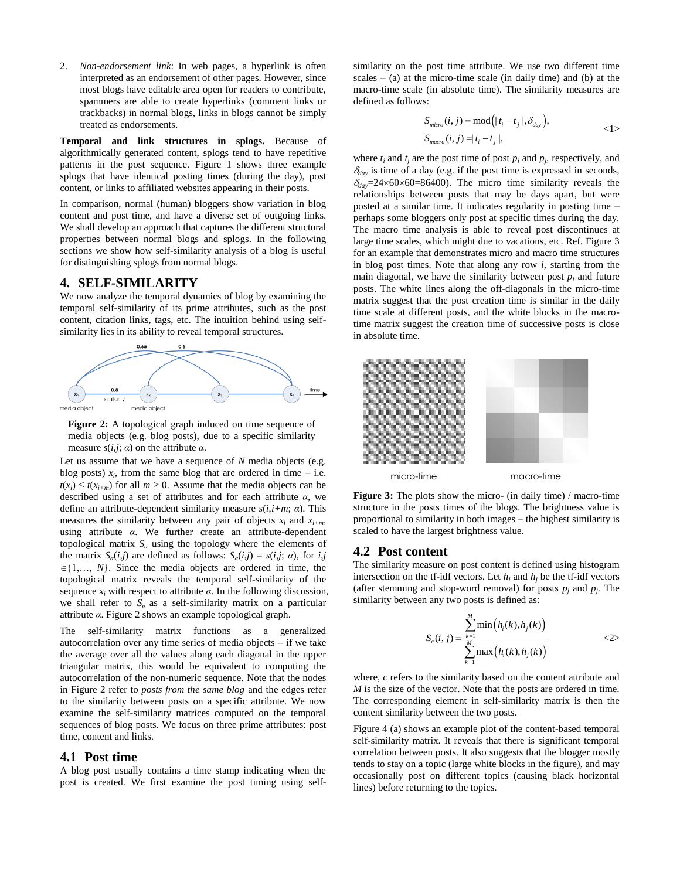2. *Non-endorsement link*: In web pages, a hyperlink is often interpreted as an endorsement of other pages. However, since most blogs have editable area open for readers to contribute, spammers are able to create hyperlinks (comment links or trackbacks) in normal blogs, links in blogs cannot be simply treated as endorsements.

**Temporal and link structures in splogs.** Because of algorithmically generated content, splogs tend to have repetitive patterns in the post sequence. Figure 1 shows three example splogs that have identical posting times (during the day), post content, or links to affiliated websites appearing in their posts.

In comparison, normal (human) bloggers show variation in blog content and post time, and have a diverse set of outgoing links. We shall develop an approach that captures the different structural properties between normal blogs and splogs. In the following sections we show how self-similarity analysis of a blog is useful for distinguishing splogs from normal blogs.

## 4. SELF-SIMILARITY

We now analyze the temporal dynamics of blog by examining the temporal self-similarity of its prime attributes, such as the post content, citation links, tags, etc. The intuition behind using self-similarity lies in its ability to reveal temporal structures.

**Figure 2:** A topological graph induced on time sequence of media objects (e.g. blog posts), due to a specific similarity measure $s(i,j; \alpha)$ on the attribute $\alpha$.

Let us assume that we have a sequence of $N$ media objects (e.g. blog posts) $x_i$, from the same blog that are ordered in time – i.e. $t(x_i) \leq t(x_{i+m})$ for all $m \geq 0$. Assume that the media objects can be described using a set of attributes and for each attribute $\alpha$, we define an attribute-dependent similarity measure $s(i,i+m; \alpha)$. This measures the similarity between any pair of objects $x_i$ and $x_{i+m}$, using attribute $\alpha$. We further create an attribute-dependent topological matrix $S_\alpha$ using the topology where the elements of the matrix $S_\alpha(i,j)$ are defined as follows: $S_\alpha(i,j) = s(i,j; \alpha)$, for $i,j \in \{1,\ldots, N\}$. Since the media objects are ordered in time, the topological matrix reveals the temporal self-similarity of the sequence $x_i$ with respect to attribute $\alpha$. In the following discussion, we shall refer to $S_\alpha$ as a self-similarity matrix on a particular attribute $\alpha$. Figure 2 shows an example topological graph.

The self-similarity matrix functions as a generalized autocorrelation over any time series of media objects – if we take the average over all the values along each diagonal in the upper triangular matrix, this would be equivalent to computing the autocorrelation of the non-numeric sequence. Note that the nodes in Figure 2 refer to *posts from the same blog* and the edges refer to the similarity between posts on a specific attribute. We now examine the self-similarity matrices computed on the temporal sequences of blog posts. We focus on three prime attributes: post time, content and links.

### 4.1 Post time

A blog post usually contains a time stamp indicating when the post is created. We first examine the post timing using self-similarity on the post time attribute. We use two different time scales – (a) at the micro-time scale (in daily time) and (b) at the macro-time scale (in absolute time). The similarity measures are defined as follows:

$$
\begin{aligned}
S_{micro}(i,j) &= \mathrm{mod}\left(|t_i - t_j|, \delta_{day}\right), \\
S_{macro}(i,j) &= |t_i - t_j|,
\end{aligned}
\qquad \text{<1>}
$$

where $t_i$ and $t_j$ are the post time of post $p_i$ and $p_j$, respectively, and $\delta_{day}$ is time of a day (e.g. if the post time is expressed in seconds, $\delta_{day}$=24×60×60=86400). The micro time similarity reveals the relationships between posts that may be days apart, but were posted at a similar time. It indicates regularity in posting time – perhaps some bloggers only post at specific times during the day. The macro time analysis is able to reveal post discontinues at large time scales, which might due to vacations, etc. Ref. Figure 3 for an example that demonstrates micro and macro time structures in blog post times. Note that along any row $i$, starting from the main diagonal, we have the similarity between post $p_i$ and future posts. The white lines along the off-diagonals in the micro-time matrix suggest that the post creation time is similar in the daily time scale at different posts, and the white blocks in the macro-time matrix suggest the creation time of successive posts is close in absolute time.

**Figure 3:** The plots show the micro- (in daily time) / macro-time structure in the posts times of the blogs. The brightness value is proportional to similarity in both images – the highest similarity is scaled to have the largest brightness value.

### 4.2 Post content

The similarity measure on post content is defined using histogram intersection on the tf-idf vectors. Let $h_i$ and $h_j$ be the tf-idf vectors (after stemming and stop-word removal) for posts $p_j$ and $p_j$. The similarity between any two posts is defined as:

$$
S_c(i,j) = \frac{\sum_{k=1}^{M} \min\left(h_i(k), h_j(k)\right)}{\sum_{k=1}^{M} \max\left(h_i(k), h_j(k)\right)} \qquad \text{<2>}
$$

where, $c$ refers to the similarity based on the content attribute and $M$ is the size of the vector. Note that the posts are ordered in time. The corresponding element in self-similarity matrix is then the content similarity between the two posts.

Figure 4 (a) shows an example plot of the content-based temporal self-similarity matrix. It reveals that there is significant temporal correlation between posts. It also suggests that the blogger mostly tends to stay on a topic (large white blocks in the figure), and may occasionally post on different topics (causing black horizontal lines) before returning to the topics.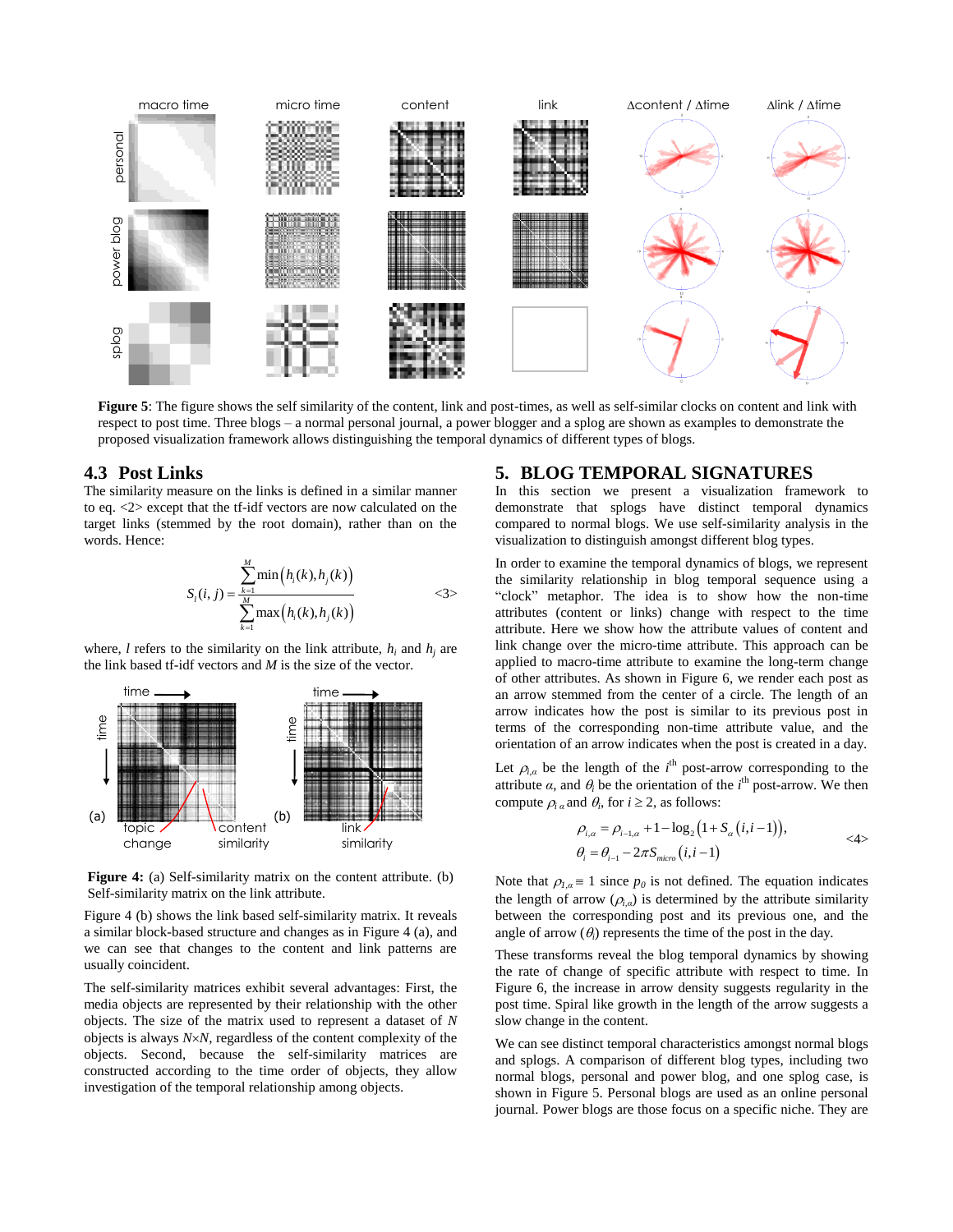**Figure 5**: The figure shows the self similarity of the content, link and post-times, as well as self-similar clocks on content and link with respect to post time. Three blogs – a normal personal journal, a power blogger and a splog are shown as examples to demonstrate the proposed visualization framework allows distinguishing the temporal dynamics of different types of blogs.

## 4.3 Post Links

The similarity measure on the links is defined in a similar manner to eq. <2> except that the tf-idf vectors are now calculated on the target links (stemmed by the root domain), rather than on the words. Hence:

$$S_l(i,j) = \frac{\sum_{k=1}^{M} \min\left(h_i(k), h_j(k)\right)}{\sum_{k=1}^{M} \max\left(h_i(k), h_j(k)\right)} \qquad \text{<3>}$$

where, $l$ refers to the similarity on the link attribute, $h_i$ and $h_j$ are the link based tf-idf vectors and $M$ is the size of the vector.

**Figure 4:** (a) Self-similarity matrix on the content attribute. (b) Self-similarity matrix on the link attribute.

Figure 4 (b) shows the link based self-similarity matrix. It reveals a similar block-based structure and changes as in Figure 4 (a), and we can see that changes to the content and link patterns are usually coincident.

The self-similarity matrices exhibit several advantages: First, the media objects are represented by their relationship with the other objects. The size of the matrix used to represent a dataset of $N$ objects is always $N \times N$, regardless of the content complexity of the objects. Second, because the self-similarity matrices are constructed according to the time order of objects, they allow investigation of the temporal relationship among objects.

# 5. BLOG TEMPORAL SIGNATURES

In this section we present a visualization framework to demonstrate that splogs have distinct temporal dynamics compared to normal blogs. We use self-similarity analysis in the visualization to distinguish amongst different blog types.

In order to examine the temporal dynamics of blogs, we represent the similarity relationship in blog temporal sequence using a "clock" metaphor. The idea is to show how the non-time attributes (content or links) change with respect to the time attribute. Here we show how the attribute values of content and link change over the micro-time attribute. This approach can be applied to macro-time attribute to examine the long-term change of other attributes. As shown in Figure 6, we render each post as an arrow stemmed from the center of a circle. The length of an arrow indicates how the post is similar to its previous post in terms of the corresponding non-time attribute value, and the orientation of an arrow indicates when the post is created in a day.

Let $\rho_{i,\alpha}$ be the length of the $i^{th}$ post-arrow corresponding to the attribute $\alpha$, and $\theta_i$ be the orientation of the $i^{th}$ post-arrow. We then compute $\rho_{i,\alpha}$ and $\theta_i$, for $i \geq 2$, as follows:

$$\begin{aligned} \rho_{i,\alpha} &= \rho_{i-1,\alpha} + 1 - \log_2\left(1 + S_\alpha(i,i-1)\right), \\ \theta_i &= \theta_{i-1} - 2\pi S_{micro}(i,i-1) \end{aligned} \qquad \text{<4>}$$

Note that $\rho_{1,\alpha} \equiv 1$ since $p_0$ is not defined. The equation indicates the length of arrow ($\rho_{i,\alpha}$) is determined by the attribute similarity between the corresponding post and its previous one, and the angle of arrow ($\theta_i$) represents the time of the post in the day.

These transforms reveal the blog temporal dynamics by showing the rate of change of specific attribute with respect to time. In Figure 6, the increase in arrow density suggests regularity in the post time. Spiral like growth in the length of the arrow suggests a slow change in the content.

We can see distinct temporal characteristics amongst normal blogs and splogs. A comparison of different blog types, including two normal blogs, personal and power blog, and one splog case, is shown in Figure 5. Personal blogs are used as an online personal journal. Power blogs are those focus on a specific niche. They are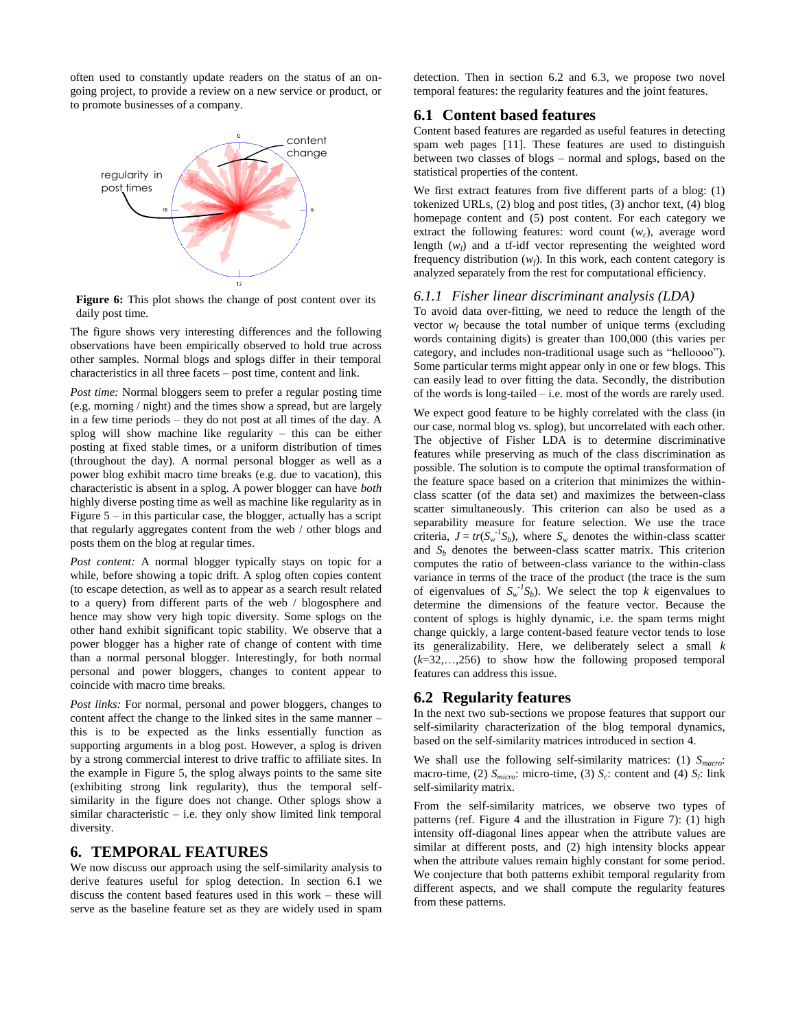often used to constantly update readers on the status of an on-going project, to provide a review on a new service or product, or to promote businesses of a company.

content change

regularity in post times

0

6

12

18

**Figure 6:** This plot shows the change of post content over its daily post time.

The figure shows very interesting differences and the following observations have been empirically observed to hold true across other samples. Normal blogs and splogs differ in their temporal characteristics in all three facets – post time, content and link.

*Post time:* Normal bloggers seem to prefer a regular posting time (e.g. morning / night) and the times show a spread, but are largely in a few time periods – they do not post at all times of the day. A splog will show machine like regularity – this can be either posting at fixed stable times, or a uniform distribution of times (throughout the day). A normal personal blogger as well as a power blog exhibit macro time breaks (e.g. due to vacation), this characteristic is absent in a splog. A power blogger can have *both* highly diverse posting time as well as machine like regularity as in Figure 5 – in this particular case, the blogger, actually has a script that regularly aggregates content from the web / other blogs and posts them on the blog at regular times.

*Post content:* A normal blogger typically stays on topic for a while, before showing a topic drift. A splog often copies content (to escape detection, as well as to appear as a search result related to a query) from different parts of the web / blogosphere and hence may show very high topic diversity. Some splogs on the other hand exhibit significant topic stability. We observe that a power blogger has a higher rate of change of content with time than a normal personal blogger. Interestingly, for both normal personal and power bloggers, changes to content appear to coincide with macro time breaks.

*Post links:* For normal, personal and power bloggers, changes to content affect the change to the linked sites in the same manner – this is to be expected as the links essentially function as supporting arguments in a blog post. However, a splog is driven by a strong commercial interest to drive traffic to affiliate sites. In the example in Figure 5, the splog always points to the same site (exhibiting strong link regularity), thus the temporal self-similarity in the figure does not change. Other splogs show a similar characteristic – i.e. they only show limited link temporal diversity.

# 6. TEMPORAL FEATURES

We now discuss our approach using the self-similarity analysis to derive features useful for splog detection. In section 6.1 we discuss the content based features used in this work – these will serve as the baseline feature set as they are widely used in spam detection. Then in section 6.2 and 6.3, we propose two novel temporal features: the regularity features and the joint features.

## 6.1 Content based features

Content based features are regarded as useful features in detecting spam web pages [11]. These features are used to distinguish between two classes of blogs – normal and splogs, based on the statistical properties of the content.

We first extract features from five different parts of a blog: (1) tokenized URLs, (2) blog and post titles, (3) anchor text, (4) blog homepage content and (5) post content. For each category we extract the following features: word count ($w_c$), average word length ($w_l$) and a tf-idf vector representing the weighted word frequency distribution ($w_f$). In this work, each content category is analyzed separately from the rest for computational efficiency.

### *6.1.1 Fisher linear discriminant analysis (LDA)*

To avoid data over-fitting, we need to reduce the length of the vector $w_f$ because the total number of unique terms (excluding words containing digits) is greater than 100,000 (this varies per category, and includes non-traditional usage such as "helloooo"). Some particular terms might appear only in one or few blogs. This can easily lead to over fitting the data. Secondly, the distribution of the words is long-tailed – i.e. most of the words are rarely used.

We expect good feature to be highly correlated with the class (in our case, normal blog vs. splog), but uncorrelated with each other. The objective of Fisher LDA is to determine discriminative features while preserving as much of the class discrimination as possible. The solution is to compute the optimal transformation of the feature space based on a criterion that minimizes the within-class scatter (of the data set) and maximizes the between-class scatter simultaneously. This criterion can also be used as a separability measure for feature selection. We use the trace criteria, $J = tr(S_w^{-1}S_b)$, where $S_w$ denotes the within-class scatter and $S_b$ denotes the between-class scatter matrix. This criterion computes the ratio of between-class variance to the within-class variance in terms of the trace of the product (the trace is the sum of eigenvalues of $S_w^{-1}S_b$). We select the top $k$ eigenvalues to determine the dimensions of the feature vector. Because the content of splogs is highly dynamic, i.e. the spam terms might change quickly, a large content-based feature vector tends to lose its generalizability. Here, we deliberately select a small $k$ ($k$=32,…,256) to show how the following proposed temporal features can address this issue.

## 6.2 Regularity features

In the next two sub-sections we propose features that support our self-similarity characterization of the blog temporal dynamics, based on the self-similarity matrices introduced in section 4.

We shall use the following self-similarity matrices: (1) $S_{macro}$: macro-time, (2) $S_{micro}$: micro-time, (3) $S_c$: content and (4) $S_l$: link self-similarity matrix.

From the self-similarity matrices, we observe two types of patterns (ref. Figure 4 and the illustration in Figure 7): (1) high intensity off-diagonal lines appear when the attribute values are similar at different posts, and (2) high intensity blocks appear when the attribute values remain highly constant for some period. We conjecture that both patterns exhibit temporal regularity from different aspects, and we shall compute the regularity features from these patterns.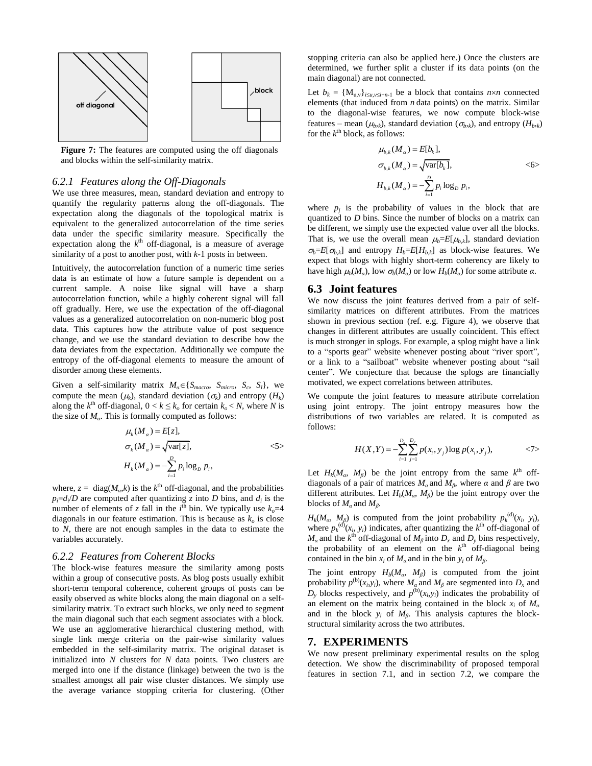**Figure 7:** The features are computed using the off diagonals and blocks within the self-similarity matrix.

### 6.2.1 *Features along the Off-Diagonals*

We use three measures, mean, standard deviation and entropy to quantify the regularity patterns along the off-diagonals. The expectation along the diagonals of the topological matrix is equivalent to the generalized autocorrelation of the time series data under the specific similarity measure. Specifically the expectation along the $k^{th}$ off-diagonal, is a measure of average similarity of a post to another post, with $k$-1 posts in between.

Intuitively, the autocorrelation function of a numeric time series data is an estimate of how a future sample is dependent on a current sample. A noise like signal will have a sharp autocorrelation function, while a highly coherent signal will fall off gradually. Here, we use the expectation of the off-diagonal values as a generalized autocorrelation on non-numeric blog post data. This captures how the attribute value of post sequence change, and we use the standard deviation to describe how the data deviates from the expectation. Additionally we compute the entropy of the off-diagonal elements to measure the amount of disorder among these elements.

Given a self-similarity matrix $M_\alpha \in \{S_{macro}, S_{micro}, S_c, S_l\}$, we compute the mean ($\mu_k$), standard deviation ($\sigma_k$) and entropy ($H_k$) along the $k^{th}$ off-diagonal, $0 < k \le k_o$ for certain $k_o < N$, where $N$ is the size of $M_\alpha$. This is formally computed as follows:

$$\begin{aligned}
\mu_k(M_\alpha) &= E[z], \\
\sigma_k(M_\alpha) &= \sqrt{\mathrm{var}[z]}, \\
H_k(M_\alpha) &= -\sum_{i=1}^{D} p_i \log_D p_i,
\end{aligned} \qquad \text{<5>}$$

where, $z = \mathrm{diag}(M_\alpha, k)$ is the $k^{th}$ off-diagonal, and the probabilities $p_i = d_i/D$ are computed after quantizing $z$ into $D$ bins, and $d_i$ is the number of elements of $z$ fall in the $i^{th}$ bin. We typically use $k_o$=4 diagonals in our feature estimation. This is because as $k_o$ is close to $N$, there are not enough samples in the data to estimate the variables accurately.

### 6.2.2 *Features from Coherent Blocks*

The block-wise features measure the similarity among posts within a group of consecutive posts. As blog posts usually exhibit short-term temporal coherence, coherent groups of posts can be easily observed as white blocks along the main diagonal on a self-similarity matrix. To extract such blocks, we only need to segment the main diagonal such that each segment associates with a block. We use an agglomerative hierarchical clustering method, with single link merge criteria on the pair-wise similarity values embedded in the self-similarity matrix. The original dataset is initialized into $N$ clusters for $N$ data points. Two clusters are merged into one if the distance (linkage) between the two is the smallest amongst all pair wise cluster distances. We simply use the average variance stopping criteria for clustering. (Other stopping criteria can also be applied here.) Once the clusters are determined, we further split a cluster if its data points (on the main diagonal) are not connected.

Let $b_k = \{M_{u,v}\}_{i \le u,v \le i+n-1}$ be a block that contains $n \times n$ connected elements (that induced from $n$ data points) on the matrix. Similar to the diagonal-wise features, we now compute block-wise features – mean ($\mu_{b,k}$), standard deviation ($\sigma_{b,k}$), and entropy ($H_{b,k}$) for the $k^{th}$ block, as follows:

$$\begin{aligned}
\mu_{b,k}(M_\alpha) &= E[b_k], \\
\sigma_{b,k}(M_\alpha) &= \sqrt{\mathrm{var}[b_k]}, \\
H_{b,k}(M_\alpha) &= -\sum_{i=1}^{D} p_i \log_D p_i,
\end{aligned} \qquad \text{<6>}$$

where $p_j$ is the probability of values in the block that are quantized to $D$ bins. Since the number of blocks on a matrix can be different, we simply use the expected value over all the blocks. That is, we use the overall mean $\mu_b = E[\mu_{b,k}]$, standard deviation $\sigma_b = E[\sigma_{b,k}]$ and entropy $H_b = E[H_{b,k}]$ as block-wise features. We expect that blogs with highly short-term coherency are likely to have high $\mu_b(M_\alpha)$, low $\sigma_b(M_\alpha)$ or low $H_b(M_\alpha)$ for some attribute $\alpha$.

## 6.3 Joint features

We now discuss the joint features derived from a pair of self-similarity matrices on different attributes. From the matrices shown in previous section (ref. e.g. Figure 4), we observe that changes in different attributes are usually coincident. This effect is much stronger in splogs. For example, a splog might have a link to a "sports gear" website whenever posting about "river sport", or a link to a "sailboat" website whenever posting about "sail center". We conjecture that because the splogs are financially motivated, we expect correlations between attributes.

We compute the joint features to measure attribute correlation using joint entropy. The joint entropy measures how the distributions of two variables are related. It is computed as follows:

$$H(X,Y) = -\sum_{i=1}^{D_x}\sum_{j=1}^{D_y} p(x_i, y_j) \log p(x_i, y_j), \qquad \text{<7>}$$

Let $H_k(M_\alpha, M_\beta)$ be the joint entropy from the same $k^{th}$ off-diagonals of a pair of matrices $M_\alpha$ and $M_\beta$, where $\alpha$ and $\beta$ are two different attributes. Let $H_b(M_\alpha, M_\beta)$ be the joint entropy over the blocks of $M_\alpha$ and $M_\beta$.

$H_k(M_\alpha, M_\beta)$ is computed from the joint probability $p_k^{(d)}(x_i, y_i)$, where $p_k^{(d)}(x_i, y_i)$ indicates, after quantizing the $k^{th}$ off-diagonal of $M_\alpha$ and the $k^{th}$ off-diagonal of $M_\beta$ into $D_x$ and $D_y$ bins respectively, the probability of an element on the $k^{th}$ off-diagonal being contained in the bin $x_i$ of $M_\alpha$ and in the bin $y_i$ of $M_\beta$.

The joint entropy $H_b(M_\alpha, M_\beta)$ is computed from the joint probability $p^{(b)}(x_i, y_i)$, where $M_\alpha$ and $M_\beta$ are segmented into $D_x$ and $D_y$ blocks respectively, and $p^{(b)}(x_i, y_i)$ indicates the probability of an element on the matrix being contained in the block $x_i$ of $M_\alpha$ and in the block $y_i$ of $M_\beta$. This analysis captures the block-structural similarity across the two attributes.

# 7. EXPERIMENTS

We now present preliminary experimental results on the splog detection. We show the discriminability of proposed temporal features in section 7.1, and in section 7.2, we compare the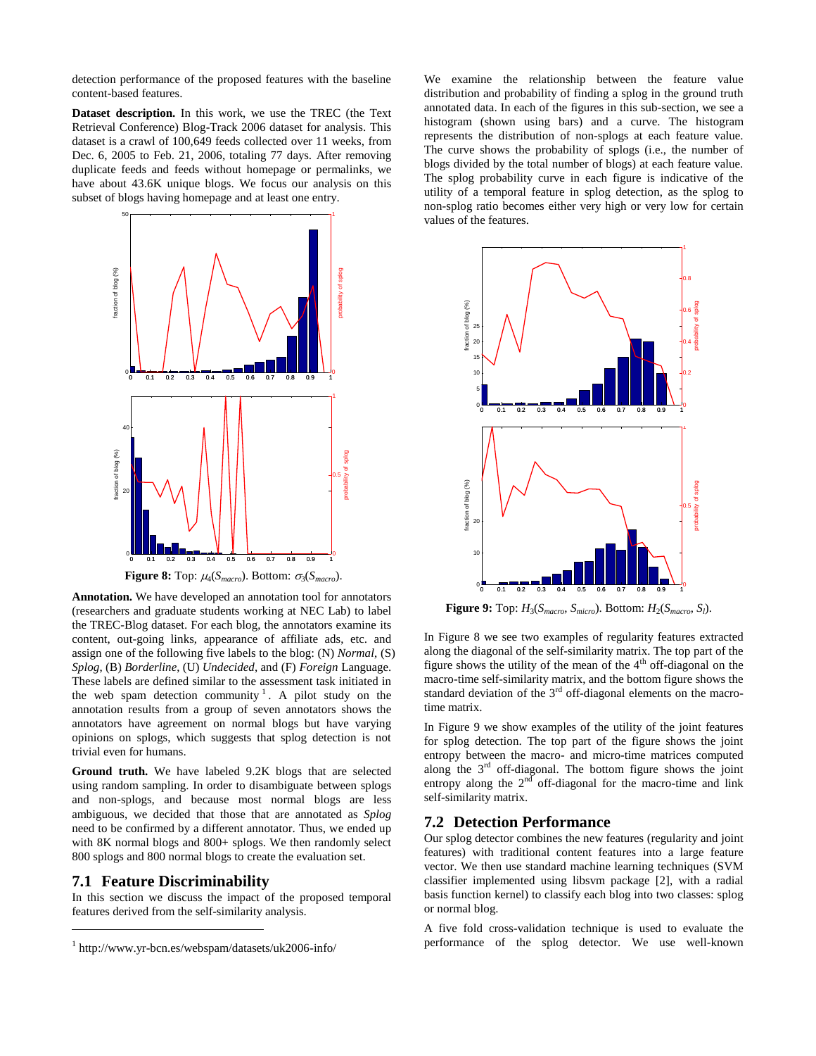detection performance of the proposed features with the baseline content-based features.

**Dataset description.** In this work, we use the TREC (the Text Retrieval Conference) Blog-Track 2006 dataset for analysis. This dataset is a crawl of 100,649 feeds collected over 11 weeks, from Dec. 6, 2005 to Feb. 21, 2006, totaling 77 days. After removing duplicate feeds and feeds without homepage or permalinks, we have about 43.6K unique blogs. We focus our analysis on this subset of blogs having homepage and at least one entry.

**Figure 8:** Top: $\mu_4(S_{macro})$. Bottom: $\sigma_3(S_{macro})$.

**Annotation.** We have developed an annotation tool for annotators (researchers and graduate students working at NEC Lab) to label the TREC-Blog dataset. For each blog, the annotators examine its content, out-going links, appearance of affiliate ads, etc. and assign one of the following five labels to the blog: (N) *Normal*, (S) *Splog*, (B) *Borderline*, (U) *Undecided*, and (F) *Foreign* Language. These labels are defined similar to the assessment task initiated in the web spam detection community[1]. A pilot study on the annotation results from a group of seven annotators shows the annotators have agreement on normal blogs but have varying opinions on splogs, which suggests that splog detection is not trivial even for humans.

**Ground truth.** We have labeled 9.2K blogs that are selected using random sampling. In order to disambiguate between splogs and non-splogs, and because most normal blogs are less ambiguous, we decided that those that are annotated as *Splog* need to be confirmed by a different annotator. Thus, we ended up with 8K normal blogs and 800+ splogs. We then randomly select 800 splogs and 800 normal blogs to create the evaluation set.

## 7.1 Feature Discriminability

In this section we discuss the impact of the proposed temporal features derived from the self-similarity analysis.

We examine the relationship between the feature value distribution and probability of finding a splog in the ground truth annotated data. In each of the figures in this sub-section, we see a histogram (shown using bars) and a curve. The histogram represents the distribution of non-splogs at each feature value. The curve shows the probability of splogs (i.e., the number of blogs divided by the total number of blogs) at each feature value. The splog probability curve in each figure is indicative of the utility of a temporal feature in splog detection, as the splog to non-splog ratio becomes either very high or very low for certain values of the features.

**Figure 9:** Top: $H_3(S_{macro}, S_{micro})$. Bottom: $H_2(S_{macro}, S_l)$.

In Figure 8 we see two examples of regularity features extracted along the diagonal of the self-similarity matrix. The top part of the figure shows the utility of the mean of the 4th off-diagonal on the macro-time self-similarity matrix, and the bottom figure shows the standard deviation of the 3rd off-diagonal elements on the macro-time matrix.

In Figure 9 we show examples of the utility of the joint features for splog detection. The top part of the figure shows the joint entropy between the macro- and micro-time matrices computed along the 3rd off-diagonal. The bottom figure shows the joint entropy along the 2nd off-diagonal for the macro-time and link self-similarity matrix.

## 7.2 Detection Performance

Our splog detector combines the new features (regularity and joint features) with traditional content features into a large feature vector. We then use standard machine learning techniques (SVM classifier implemented using libsvm package [2], with a radial basis function kernel) to classify each blog into two classes: splog or normal blog.

A five fold cross-validation technique is used to evaluate the performance of the splog detector. We use well-known

[1] http://www.yr-bcn.es/webspam/datasets/uk2006-info/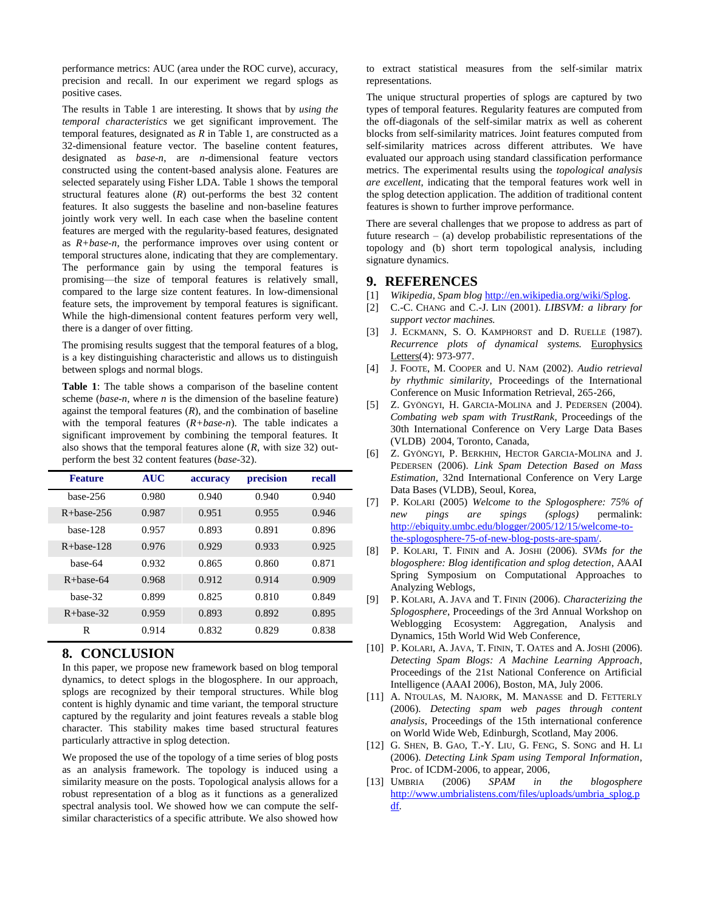performance metrics: AUC (area under the ROC curve), accuracy, precision and recall. In our experiment we regard splogs as positive cases.

The results in Table 1 are interesting. It shows that by *using the temporal characteristics* we get significant improvement. The temporal features, designated as *R* in Table 1, are constructed as a 32-dimensional feature vector. The baseline content features, designated as *base-n*, are *n*-dimensional feature vectors constructed using the content-based analysis alone. Features are selected separately using Fisher LDA. Table 1 shows the temporal structural features alone (*R*) out-performs the best 32 content features. It also suggests the baseline and non-baseline features jointly work very well. In each case when the baseline content features are merged with the regularity-based features, designated as *R+base-n*, the performance improves over using content or temporal structures alone, indicating that they are complementary. The performance gain by using the temporal features is promising—the size of temporal features is relatively small, compared to the large size content features. In low-dimensional feature sets, the improvement by temporal features is significant. While the high-dimensional content features perform very well, there is a danger of over fitting.

The promising results suggest that the temporal features of a blog, is a key distinguishing characteristic and allows us to distinguish between splogs and normal blogs.

**Table 1**: The table shows a comparison of the baseline content scheme (*base-n*, where *n* is the dimension of the baseline feature) against the temporal features (*R*), and the combination of baseline with the temporal features (*R+base-n*). The table indicates a significant improvement by combining the temporal features. It also shows that the temporal features alone (*R*, with size 32) out-perform the best 32 content features (*base*-32).

| Feature | AUC | accuracy | precision | recall |
|---|---|---|---|---|
| base-256 | 0.980 | 0.940 | 0.940 | 0.940 |
| R+base-256 | 0.987 | 0.951 | 0.955 | 0.946 |
| base-128 | 0.957 | 0.893 | 0.891 | 0.896 |
| R+base-128 | 0.976 | 0.929 | 0.933 | 0.925 |
| base-64 | 0.932 | 0.865 | 0.860 | 0.871 |
| R+base-64 | 0.968 | 0.912 | 0.914 | 0.909 |
| base-32 | 0.899 | 0.825 | 0.810 | 0.849 |
| R+base-32 | 0.959 | 0.893 | 0.892 | 0.895 |
| R | 0.914 | 0.832 | 0.829 | 0.838 |

## 8. CONCLUSION

In this paper, we propose new framework based on blog temporal dynamics, to detect splogs in the blogosphere. In our approach, splogs are recognized by their temporal structures. While blog content is highly dynamic and time variant, the temporal structure captured by the regularity and joint features reveals a stable blog character. This stability makes time based structural features particularly attractive in splog detection.

We proposed the use of the topology of a time series of blog posts as an analysis framework. The topology is induced using a similarity measure on the posts. Topological analysis allows for a robust representation of a blog as it functions as a generalized spectral analysis tool. We showed how we can compute the self-similar characteristics of a specific attribute. We also showed how to extract statistical measures from the self-similar matrix representations.

The unique structural properties of splogs are captured by two types of temporal features. Regularity features are computed from the off-diagonals of the self-similar matrix as well as coherent blocks from self-similarity matrices. Joint features computed from self-similarity matrices across different attributes. We have evaluated our approach using standard classification performance metrics. The experimental results using the *topological analysis are excellent*, indicating that the temporal features work well in the splog detection application. The addition of traditional content features is shown to further improve performance.

There are several challenges that we propose to address as part of future research – (a) develop probabilistic representations of the topology and (b) short term topological analysis, including signature dynamics.

## 9. REFERENCES

[1] *Wikipedia, Spam blog* http://en.wikipedia.org/wiki/Splog.

[2] C.-C. Chang and C.-J. Lin (2001). *LIBSVM: a library for support vector machines.*

[3] J. Eckmann, S. O. Kamphorst and D. Ruelle (1987). *Recurrence plots of dynamical systems.* Europhysics Letters(4): 973-977.

[4] J. Foote, M. Cooper and U. Nam (2002). *Audio retrieval by rhythmic similarity*, Proceedings of the International Conference on Music Information Retrieval, 265-266,

[5] Z. Gyöngyi, H. Garcia-Molina and J. Pedersen (2004). *Combating web spam with TrustRank*, Proceedings of the 30th International Conference on Very Large Data Bases (VLDB) 2004, Toronto, Canada,

[6] Z. Gyöngyi, P. Berkhin, Hector Garcia-Molina and J. Pedersen (2006). *Link Spam Detection Based on Mass Estimation*, 32nd International Conference on Very Large Data Bases (VLDB), Seoul, Korea,

[7] P. Kolari (2005) *Welcome to the Splogosphere: 75% of new pings are spings (splogs)* permalink: http://ebiquity.umbc.edu/blogger/2005/12/15/welcome-to-the-splogosphere-75-of-new-blog-posts-are-spam/.

[8] P. Kolari, T. Finin and A. Joshi (2006). *SVMs for the blogosphere: Blog identification and splog detection*, AAAI Spring Symposium on Computational Approaches to Analyzing Weblogs,

[9] P. Kolari, A. Java and T. Finin (2006). *Characterizing the Splogosphere*, Proceedings of the 3rd Annual Workshop on Weblogging Ecosystem: Aggregation, Analysis and Dynamics, 15th World Wid Web Conference,

[10] P. Kolari, A. Java, T. Finin, T. Oates and A. Joshi (2006). *Detecting Spam Blogs: A Machine Learning Approach*, Proceedings of the 21st National Conference on Artificial Intelligence (AAAI 2006), Boston, MA, July 2006.

[11] A. Ntoulas, M. Najork, M. Manasse and D. Fetterly (2006). *Detecting spam web pages through content analysis*, Proceedings of the 15th international conference on World Wide Web, Edinburgh, Scotland, May 2006.

[12] G. Shen, B. Gao, T.-Y. Liu, G. Feng, S. Song and H. Li (2006). *Detecting Link Spam using Temporal Information*, Proc. of ICDM-2006, to appear, 2006,

[13] Umbria (2006) *SPAM in the blogosphere* http://www.umbrialistens.com/files/uploads/umbria_splog.pdf.